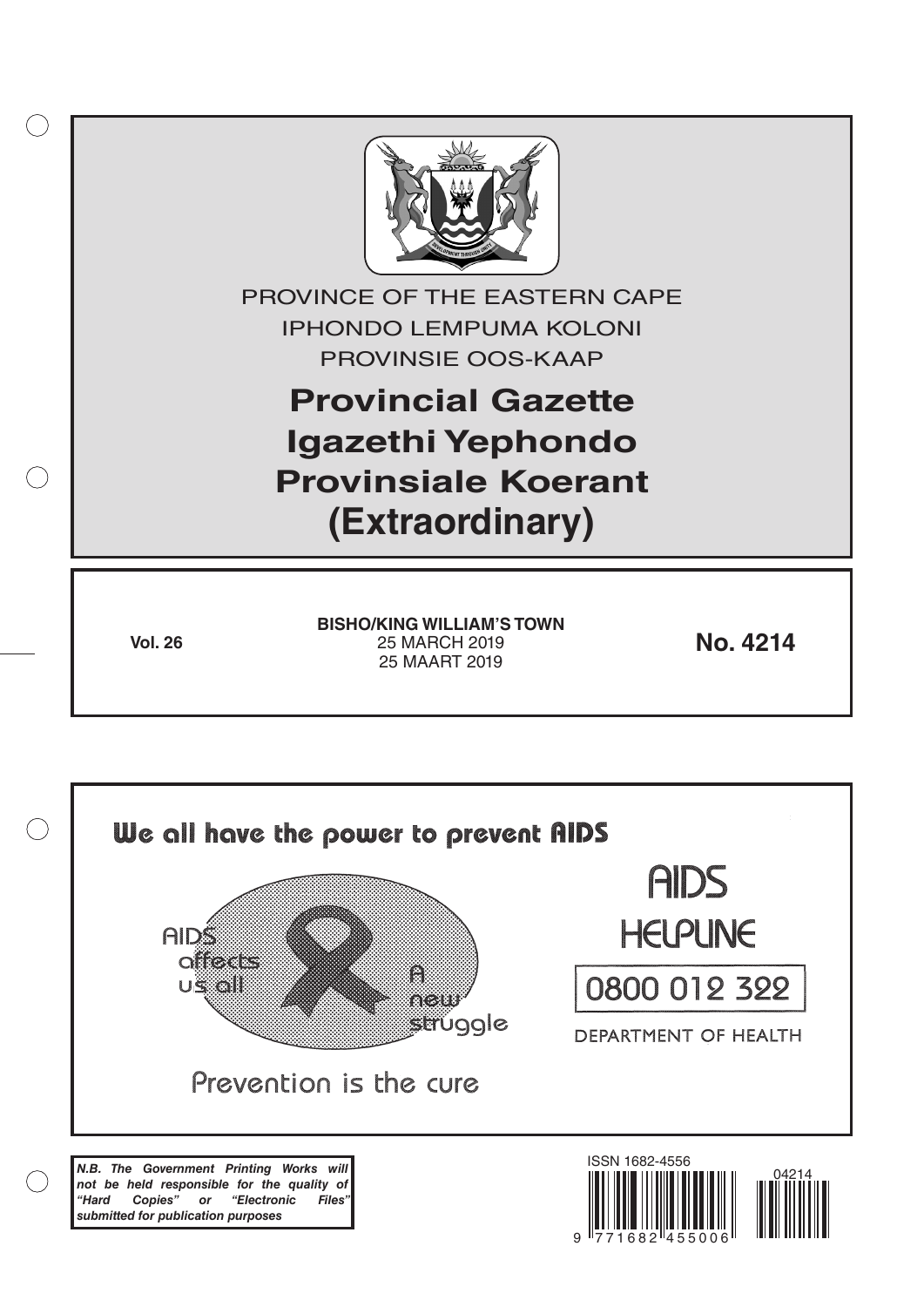PROVINCE OF THE EASTERN CAPE

IPHONDO LEMPUMA KOLONI

PROVINSIE OOS-KAAP

# Provincial Gazette
# Igazethi Yephondo
# Provinsiale Koerant
# (Extraordinary)

**Vol. 26**

**BISHO/KING WILLIAM'S TOWN**
25 MARCH 2019
25 MAART 2019

**No. 4214**

We all have the power to prevent AIDS

AIDS affects us all

A new struggle

Prevention is the cure

AIDS HELPLINE

0800 012 322

DEPARTMENT OF HEALTH

***N.B. The Government Printing Works will not be held responsible for the quality of "Hard Copies" or "Electronic Files" submitted for publication purposes***

ISSN 1682-4556

9 771682 455006

04214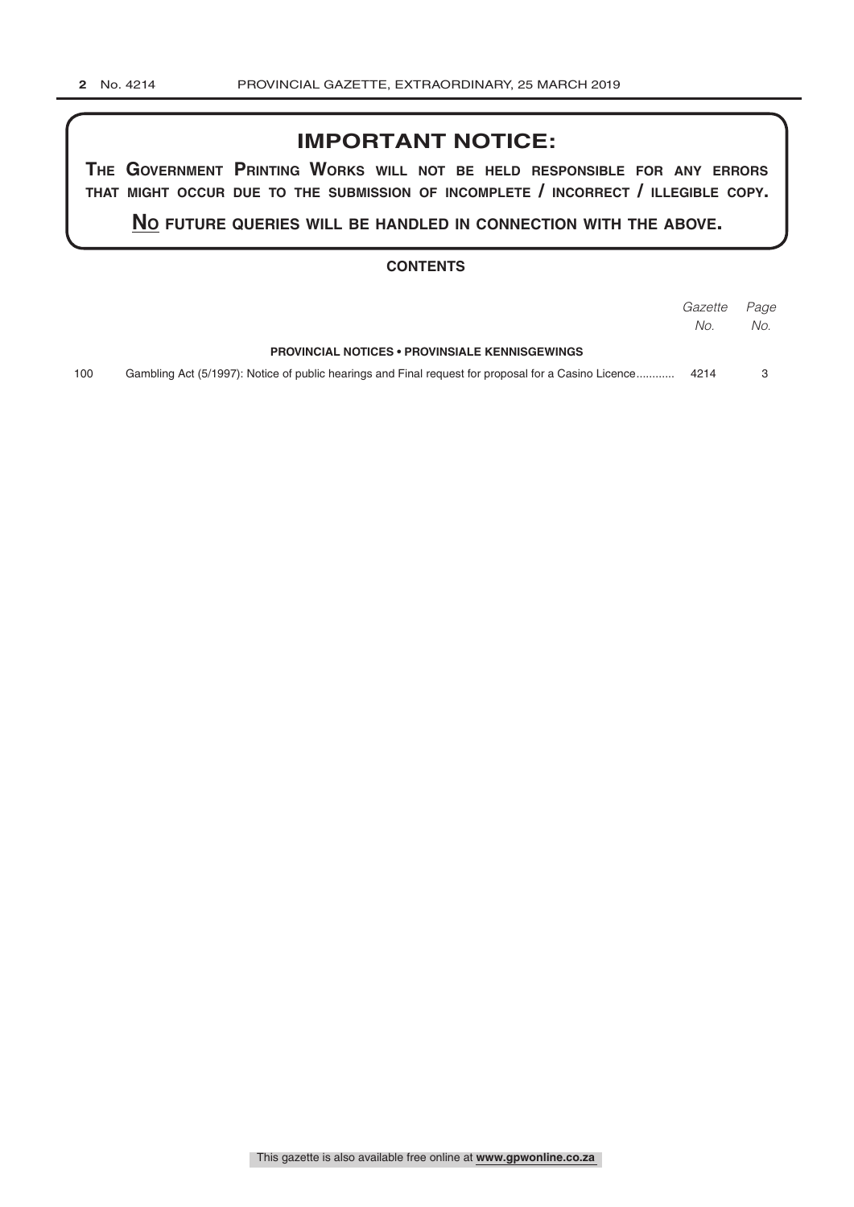## IMPORTANT NOTICE:

**THE GOVERNMENT PRINTING WORKS WILL NOT BE HELD RESPONSIBLE FOR ANY ERRORS THAT MIGHT OCCUR DUE TO THE SUBMISSION OF INCOMPLETE / INCORRECT / ILLEGIBLE COPY.**

**NO FUTURE QUERIES WILL BE HANDLED IN CONNECTION WITH THE ABOVE.**

### CONTENTS

| | | *Gazette No.* | *Page No.* |
|---|---|---|---|
| | **PROVINCIAL NOTICES • PROVINSIALE KENNISGEWINGS** | | |
| 100 | Gambling Act (5/1997): Notice of public hearings and Final request for proposal for a Casino Licence............ | 4214 | 3 |

This gazette is also available free online at **www.gpwonline.co.za**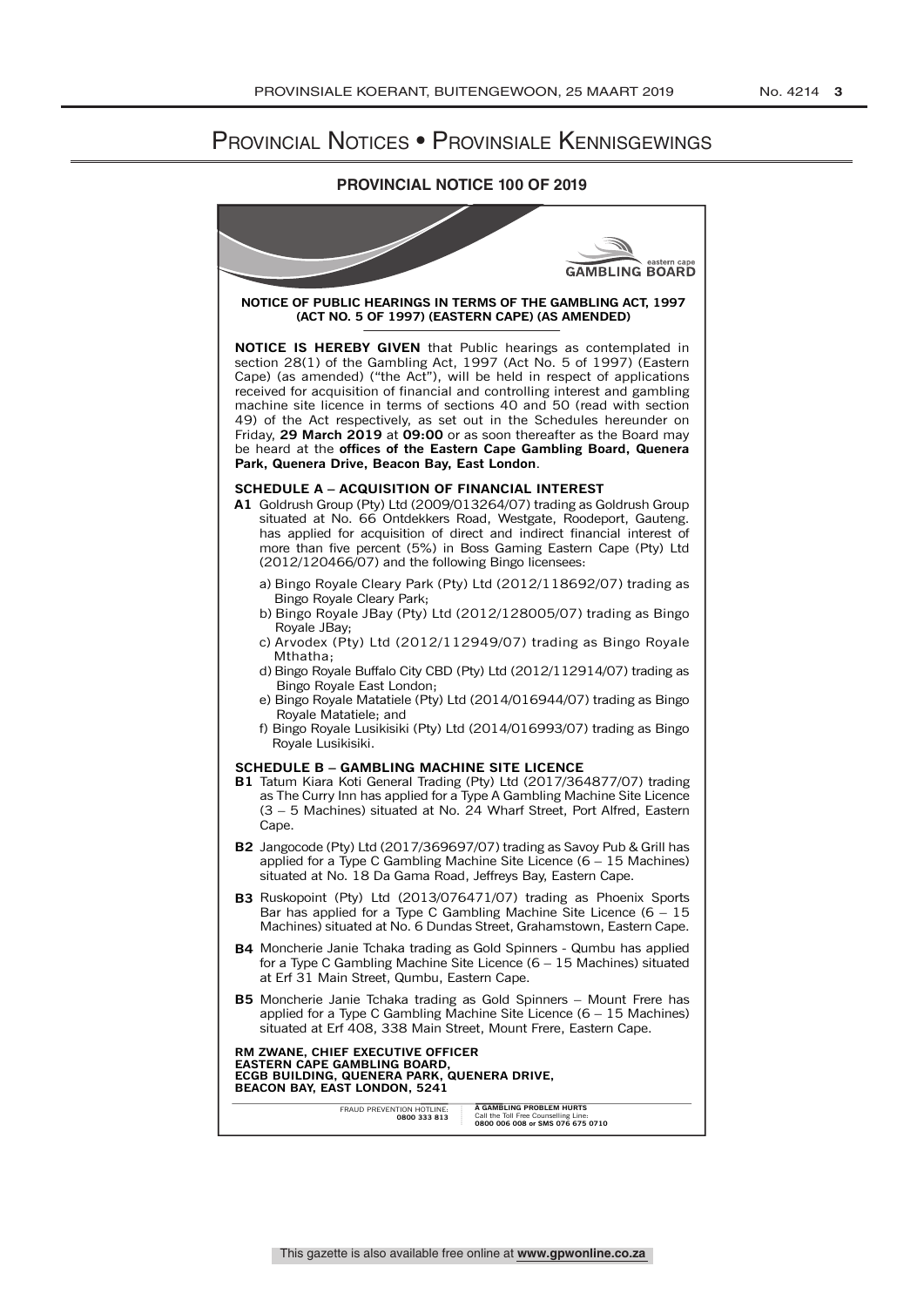# Provincial Notices • Provinsiale Kennisgewings

## PROVINCIAL NOTICE 100 OF 2019

eastern cape
GAMBLING BOARD

**NOTICE OF PUBLIC HEARINGS IN TERMS OF THE GAMBLING ACT, 1997 (ACT NO. 5 OF 1997) (EASTERN CAPE) (AS AMENDED)**

**NOTICE IS HEREBY GIVEN** that Public hearings as contemplated in section 28(1) of the Gambling Act, 1997 (Act No. 5 of 1997) (Eastern Cape) (as amended) ("the Act"), will be held in respect of applications received for acquisition of financial and controlling interest and gambling machine site licence in terms of sections 40 and 50 (read with section 49) of the Act respectively, as set out in the Schedules hereunder on Friday, **29 March 2019** at **09:00** or as soon thereafter as the Board may be heard at the **offices of the Eastern Cape Gambling Board, Quenera Park, Quenera Drive, Beacon Bay, East London**.

### SCHEDULE A – ACQUISITION OF FINANCIAL INTEREST

**A1** Goldrush Group (Pty) Ltd (2009/013264/07) trading as Goldrush Group situated at No. 66 Ontdekkers Road, Westgate, Roodeport, Gauteng. has applied for acquisition of direct and indirect financial interest of more than five percent (5%) in Boss Gaming Eastern Cape (Pty) Ltd (2012/120466/07) and the following Bingo licensees:

a) Bingo Royale Cleary Park (Pty) Ltd (2012/118692/07) trading as Bingo Royale Cleary Park;
b) Bingo Royale JBay (Pty) Ltd (2012/128005/07) trading as Bingo Royale JBay;
c) Arvodex (Pty) Ltd (2012/112949/07) trading as Bingo Royale Mthatha;
d) Bingo Royale Buffalo City CBD (Pty) Ltd (2012/112914/07) trading as Bingo Royale East London;
e) Bingo Royale Matatiele (Pty) Ltd (2014/016944/07) trading as Bingo Royale Matatiele; and
f) Bingo Royale Lusikisiki (Pty) Ltd (2014/016993/07) trading as Bingo Royale Lusikisiki.

### SCHEDULE B – GAMBLING MACHINE SITE LICENCE

**B1** Tatum Kiara Koti General Trading (Pty) Ltd (2017/364877/07) trading as The Curry Inn has applied for a Type A Gambling Machine Site Licence (3 – 5 Machines) situated at No. 24 Wharf Street, Port Alfred, Eastern Cape.

**B2** Jangocode (Pty) Ltd (2017/369697/07) trading as Savoy Pub & Grill has applied for a Type C Gambling Machine Site Licence (6 – 15 Machines) situated at No. 18 Da Gama Road, Jeffreys Bay, Eastern Cape.

**B3** Ruskopoint (Pty) Ltd (2013/076471/07) trading as Phoenix Sports Bar has applied for a Type C Gambling Machine Site Licence (6 – 15 Machines) situated at No. 6 Dundas Street, Grahamstown, Eastern Cape.

**B4** Moncherie Janie Tchaka trading as Gold Spinners - Qumbu has applied for a Type C Gambling Machine Site Licence (6 – 15 Machines) situated at Erf 31 Main Street, Qumbu, Eastern Cape.

**B5** Moncherie Janie Tchaka trading as Gold Spinners – Mount Frere has applied for a Type C Gambling Machine Site Licence (6 – 15 Machines) situated at Erf 408, 338 Main Street, Mount Frere, Eastern Cape.

**RM ZWANE, CHIEF EXECUTIVE OFFICER**
**EASTERN CAPE GAMBLING BOARD,**
**ECGB BUILDING, QUENERA PARK, QUENERA DRIVE,**
**BEACON BAY, EAST LONDON, 5241**

FRAUD PREVENTION HOTLINE: **0800 333 813**

**A GAMBLING PROBLEM HURTS**
Call the Toll Free Counselling Line:
**0800 006 008 or SMS 076 675 0710**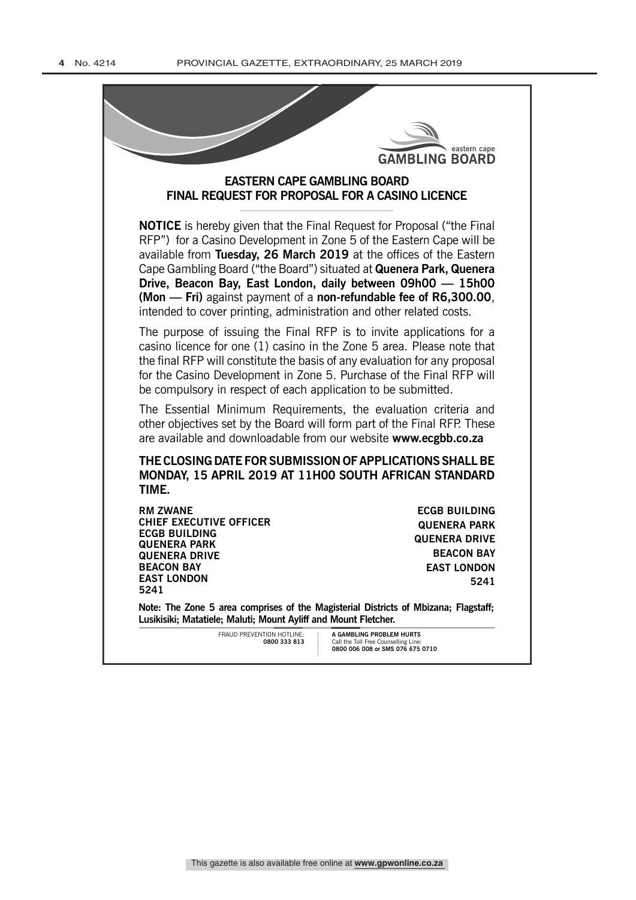eastern cape
**GAMBLING BOARD**

## EASTERN CAPE GAMBLING BOARD
## FINAL REQUEST FOR PROPOSAL FOR A CASINO LICENCE

**NOTICE** is hereby given that the Final Request for Proposal ("the Final RFP") for a Casino Development in Zone 5 of the Eastern Cape will be available from **Tuesday, 26 March 2019** at the offices of the Eastern Cape Gambling Board ("the Board") situated at **Quenera Park, Quenera Drive, Beacon Bay, East London, daily between 09h00 — 15h00 (Mon — Fri)** against payment of a **non-refundable fee of R6,300.00**, intended to cover printing, administration and other related costs.

The purpose of issuing the Final RFP is to invite applications for a casino licence for one (1) casino in the Zone 5 area. Please note that the final RFP will constitute the basis of any evaluation for any proposal for the Casino Development in Zone 5. Purchase of the Final RFP will be compulsory in respect of each application to be submitted.

The Essential Minimum Requirements, the evaluation criteria and other objectives set by the Board will form part of the Final RFP. These are available and downloadable from our website **www.ecgbb.co.za**

**THE CLOSING DATE FOR SUBMISSION OF APPLICATIONS SHALL BE MONDAY, 15 APRIL 2019 AT 11H00 SOUTH AFRICAN STANDARD TIME.**

**RM ZWANE**
**CHIEF EXECUTIVE OFFICER**
**ECGB BUILDING**
**QUENERA PARK**
**QUENERA DRIVE**
**BEACON BAY**
**EAST LONDON**
**5241**

**ECGB BUILDING**
**QUENERA PARK**
**QUENERA DRIVE**
**BEACON BAY**
**EAST LONDON**
**5241**

**Note: The Zone 5 area comprises of the Magisterial Districts of Mbizana; Flagstaff; Lusikisiki; Matatiele; Maluti; Mount Ayliff and Mount Fletcher.**

FRAUD PREVENTION HOTLINE: **0800 333 813**

**A GAMBLING PROBLEM HURTS**
Call the Toll Free Counselling Line:
**0800 006 008 or SMS 076 675 0710**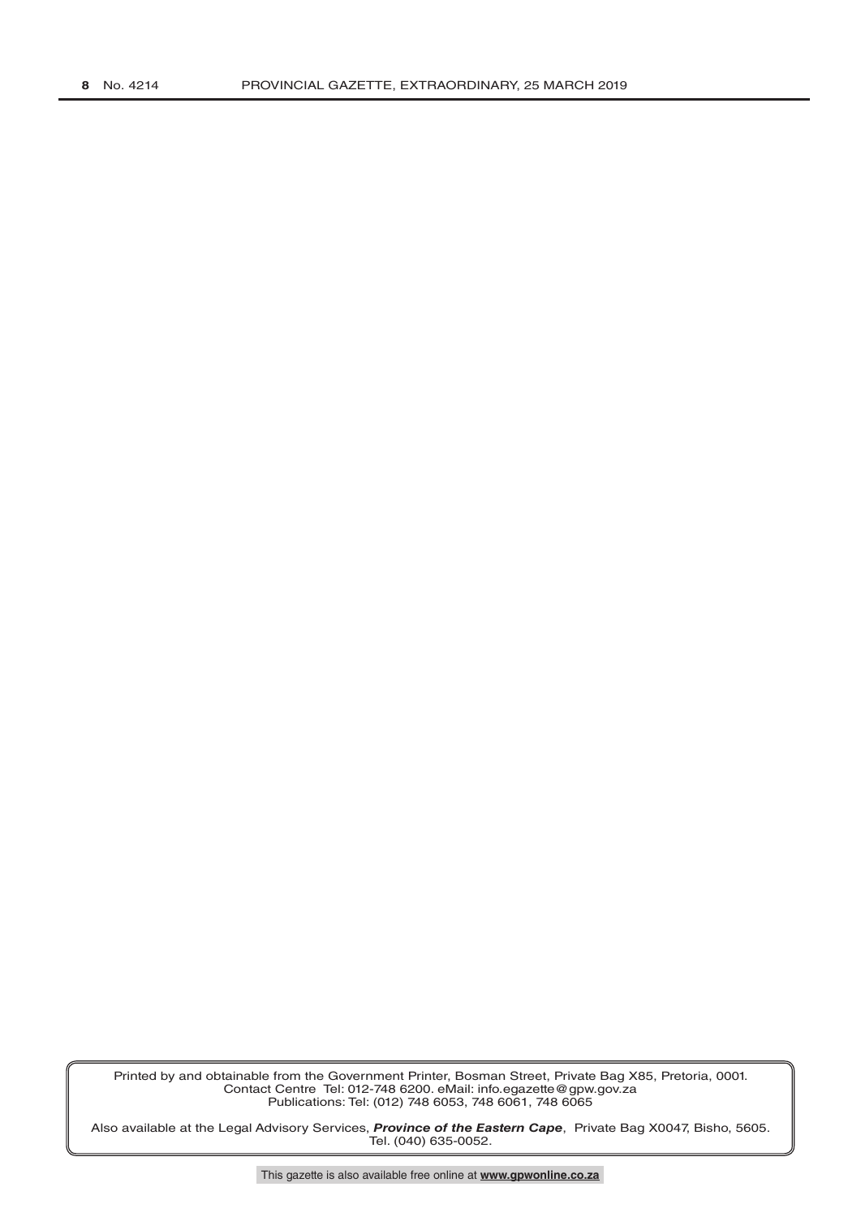Printed by and obtainable from the Government Printer, Bosman Street, Private Bag X85, Pretoria, 0001.
Contact Centre Tel: 012-748 6200. eMail: info.egazette@gpw.gov.za
Publications: Tel: (012) 748 6053, 748 6061, 748 6065

Also available at the Legal Advisory Services, ***Province of the Eastern Cape***, Private Bag X0047, Bisho, 5605.
Tel. (040) 635-0052.

This gazette is also available free online at **www.gpwonline.co.za**